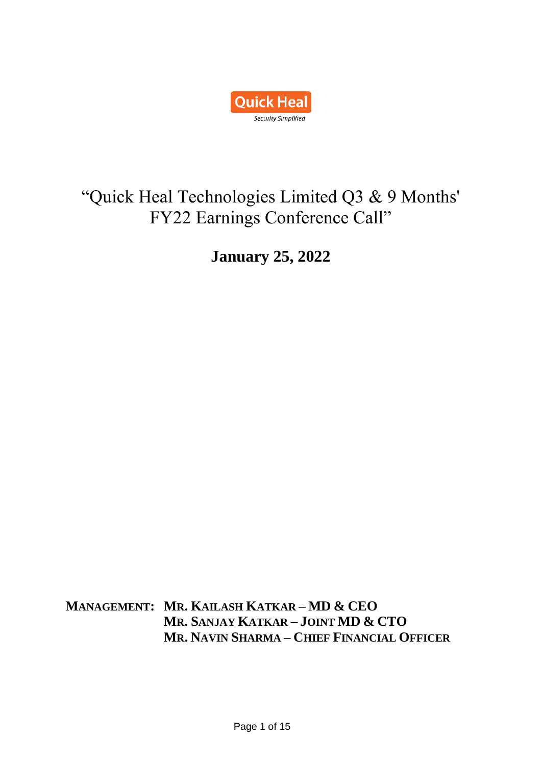Quick Heal

*Security Simplified*

# "Quick Heal Technologies Limited Q3 & 9 Months' FY22 Earnings Conference Call"

**January 25, 2022**

**MANAGEMENT: MR. KAILASH KATKAR – MD & CEO**
**MR. SANJAY KATKAR – JOINT MD & CTO**
**MR. NAVIN SHARMA – CHIEF FINANCIAL OFFICER**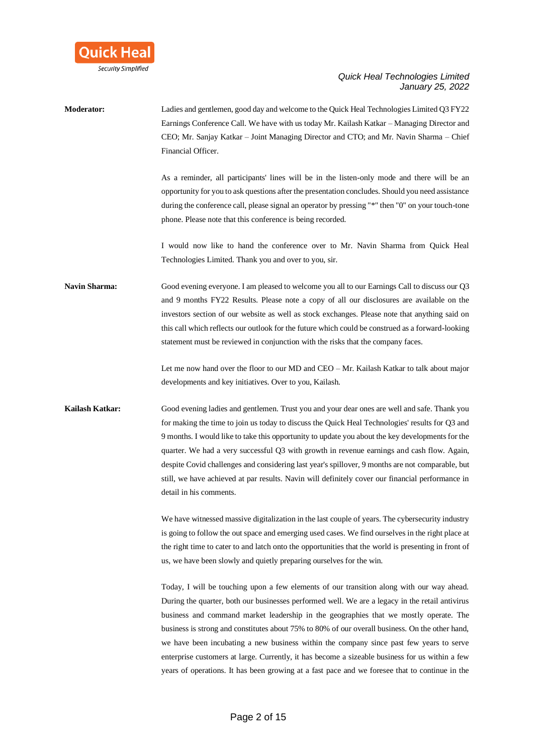**Moderator:** Ladies and gentlemen, good day and welcome to the Quick Heal Technologies Limited Q3 FY22 Earnings Conference Call. We have with us today Mr. Kailash Katkar – Managing Director and CEO; Mr. Sanjay Katkar – Joint Managing Director and CTO; and Mr. Navin Sharma – Chief Financial Officer.

As a reminder, all participants' lines will be in the listen-only mode and there will be an opportunity for you to ask questions after the presentation concludes. Should you need assistance during the conference call, please signal an operator by pressing "*" then "0" on your touch-tone phone. Please note that this conference is being recorded.

I would now like to hand the conference over to Mr. Navin Sharma from Quick Heal Technologies Limited. Thank you and over to you, sir.

**Navin Sharma:** Good evening everyone. I am pleased to welcome you all to our Earnings Call to discuss our Q3 and 9 months FY22 Results. Please note a copy of all our disclosures are available on the investors section of our website as well as stock exchanges. Please note that anything said on this call which reflects our outlook for the future which could be construed as a forward-looking statement must be reviewed in conjunction with the risks that the company faces.

Let me now hand over the floor to our MD and CEO – Mr. Kailash Katkar to talk about major developments and key initiatives. Over to you, Kailash.

**Kailash Katkar:** Good evening ladies and gentlemen. Trust you and your dear ones are well and safe. Thank you for making the time to join us today to discuss the Quick Heal Technologies' results for Q3 and 9 months. I would like to take this opportunity to update you about the key developments for the quarter. We had a very successful Q3 with growth in revenue earnings and cash flow. Again, despite Covid challenges and considering last year's spillover, 9 months are not comparable, but still, we have achieved at par results. Navin will definitely cover our financial performance in detail in his comments.

We have witnessed massive digitalization in the last couple of years. The cybersecurity industry is going to follow the out space and emerging used cases. We find ourselves in the right place at the right time to cater to and latch onto the opportunities that the world is presenting in front of us, we have been slowly and quietly preparing ourselves for the win.

Today, I will be touching upon a few elements of our transition along with our way ahead. During the quarter, both our businesses performed well. We are a legacy in the retail antivirus business and command market leadership in the geographies that we mostly operate. The business is strong and constitutes about 75% to 80% of our overall business. On the other hand, we have been incubating a new business within the company since past few years to serve enterprise customers at large. Currently, it has become a sizeable business for us within a few years of operations. It has been growing at a fast pace and we foresee that to continue in the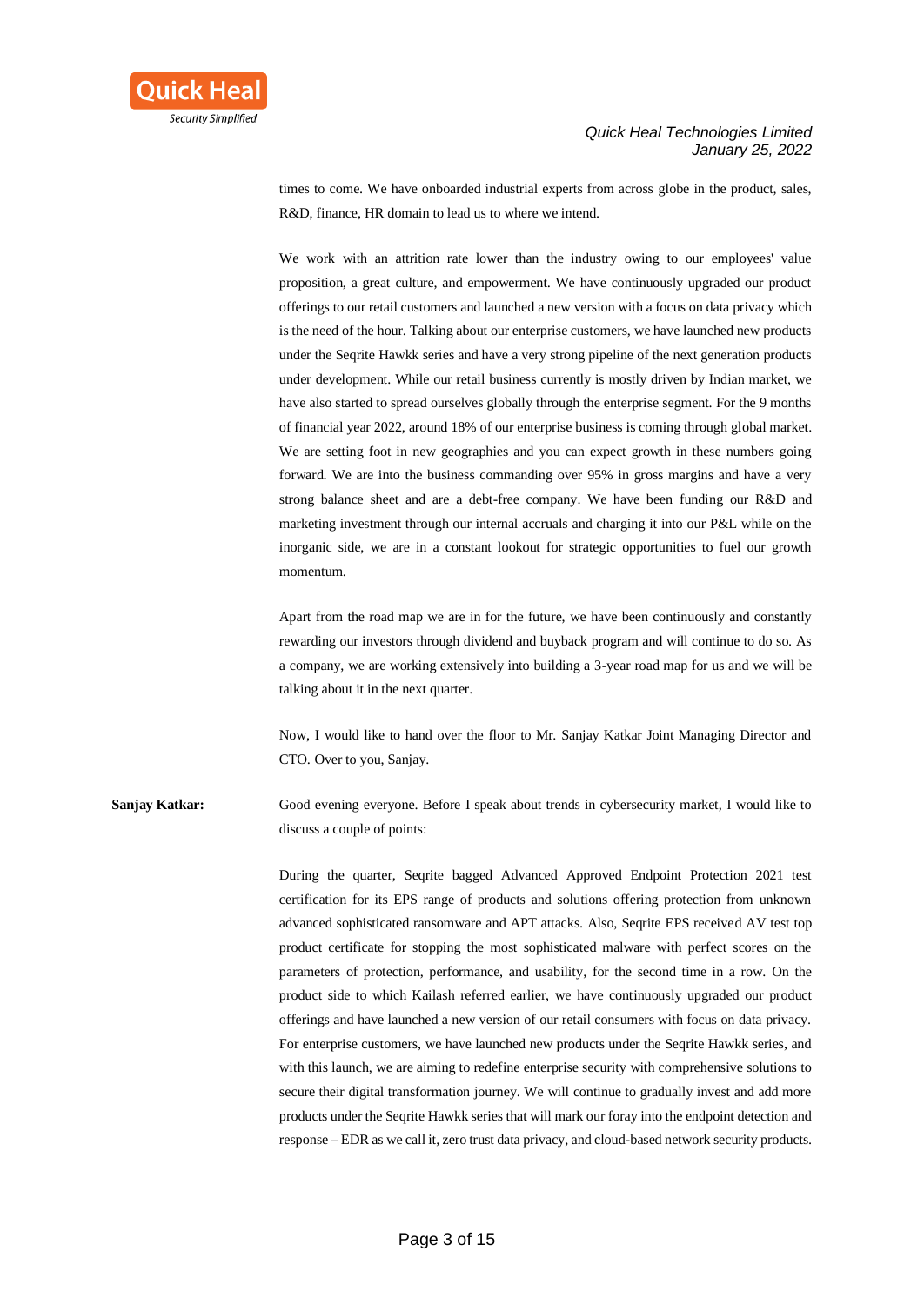times to come. We have onboarded industrial experts from across globe in the product, sales, R&D, finance, HR domain to lead us to where we intend.

We work with an attrition rate lower than the industry owing to our employees' value proposition, a great culture, and empowerment. We have continuously upgraded our product offerings to our retail customers and launched a new version with a focus on data privacy which is the need of the hour. Talking about our enterprise customers, we have launched new products under the Seqrite Hawkk series and have a very strong pipeline of the next generation products under development. While our retail business currently is mostly driven by Indian market, we have also started to spread ourselves globally through the enterprise segment. For the 9 months of financial year 2022, around 18% of our enterprise business is coming through global market. We are setting foot in new geographies and you can expect growth in these numbers going forward. We are into the business commanding over 95% in gross margins and have a very strong balance sheet and are a debt-free company. We have been funding our R&D and marketing investment through our internal accruals and charging it into our P&L while on the inorganic side, we are in a constant lookout for strategic opportunities to fuel our growth momentum.

Apart from the road map we are in for the future, we have been continuously and constantly rewarding our investors through dividend and buyback program and will continue to do so. As a company, we are working extensively into building a 3-year road map for us and we will be talking about it in the next quarter.

Now, I would like to hand over the floor to Mr. Sanjay Katkar Joint Managing Director and CTO. Over to you, Sanjay.

**Sanjay Katkar:** Good evening everyone. Before I speak about trends in cybersecurity market, I would like to discuss a couple of points:

During the quarter, Seqrite bagged Advanced Approved Endpoint Protection 2021 test certification for its EPS range of products and solutions offering protection from unknown advanced sophisticated ransomware and APT attacks. Also, Seqrite EPS received AV test top product certificate for stopping the most sophisticated malware with perfect scores on the parameters of protection, performance, and usability, for the second time in a row. On the product side to which Kailash referred earlier, we have continuously upgraded our product offerings and have launched a new version of our retail consumers with focus on data privacy. For enterprise customers, we have launched new products under the Seqrite Hawkk series, and with this launch, we are aiming to redefine enterprise security with comprehensive solutions to secure their digital transformation journey. We will continue to gradually invest and add more products under the Seqrite Hawkk series that will mark our foray into the endpoint detection and response – EDR as we call it, zero trust data privacy, and cloud-based network security products.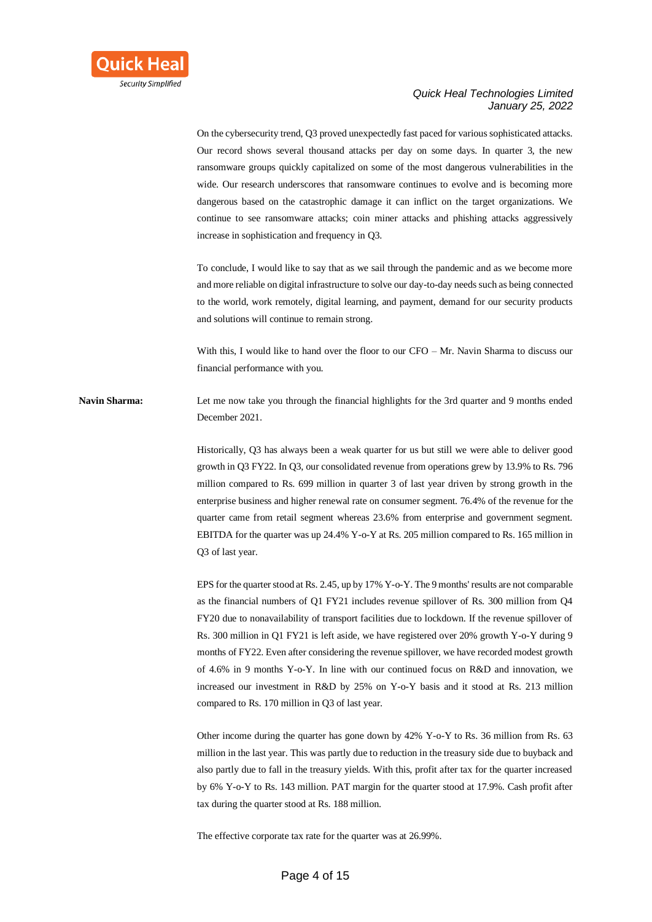On the cybersecurity trend, Q3 proved unexpectedly fast paced for various sophisticated attacks. Our record shows several thousand attacks per day on some days. In quarter 3, the new ransomware groups quickly capitalized on some of the most dangerous vulnerabilities in the wide. Our research underscores that ransomware continues to evolve and is becoming more dangerous based on the catastrophic damage it can inflict on the target organizations. We continue to see ransomware attacks; coin miner attacks and phishing attacks aggressively increase in sophistication and frequency in Q3.

To conclude, I would like to say that as we sail through the pandemic and as we become more and more reliable on digital infrastructure to solve our day-to-day needs such as being connected to the world, work remotely, digital learning, and payment, demand for our security products and solutions will continue to remain strong.

With this, I would like to hand over the floor to our CFO – Mr. Navin Sharma to discuss our financial performance with you.

**Navin Sharma:** Let me now take you through the financial highlights for the 3rd quarter and 9 months ended December 2021.

Historically, Q3 has always been a weak quarter for us but still we were able to deliver good growth in Q3 FY22. In Q3, our consolidated revenue from operations grew by 13.9% to Rs. 796 million compared to Rs. 699 million in quarter 3 of last year driven by strong growth in the enterprise business and higher renewal rate on consumer segment. 76.4% of the revenue for the quarter came from retail segment whereas 23.6% from enterprise and government segment. EBITDA for the quarter was up 24.4% Y-o-Y at Rs. 205 million compared to Rs. 165 million in Q3 of last year.

EPS for the quarter stood at Rs. 2.45, up by 17% Y-o-Y. The 9 months' results are not comparable as the financial numbers of Q1 FY21 includes revenue spillover of Rs. 300 million from Q4 FY20 due to nonavailability of transport facilities due to lockdown. If the revenue spillover of Rs. 300 million in Q1 FY21 is left aside, we have registered over 20% growth Y-o-Y during 9 months of FY22. Even after considering the revenue spillover, we have recorded modest growth of 4.6% in 9 months Y-o-Y. In line with our continued focus on R&D and innovation, we increased our investment in R&D by 25% on Y-o-Y basis and it stood at Rs. 213 million compared to Rs. 170 million in Q3 of last year.

Other income during the quarter has gone down by 42% Y-o-Y to Rs. 36 million from Rs. 63 million in the last year. This was partly due to reduction in the treasury side due to buyback and also partly due to fall in the treasury yields. With this, profit after tax for the quarter increased by 6% Y-o-Y to Rs. 143 million. PAT margin for the quarter stood at 17.9%. Cash profit after tax during the quarter stood at Rs. 188 million.

The effective corporate tax rate for the quarter was at 26.99%.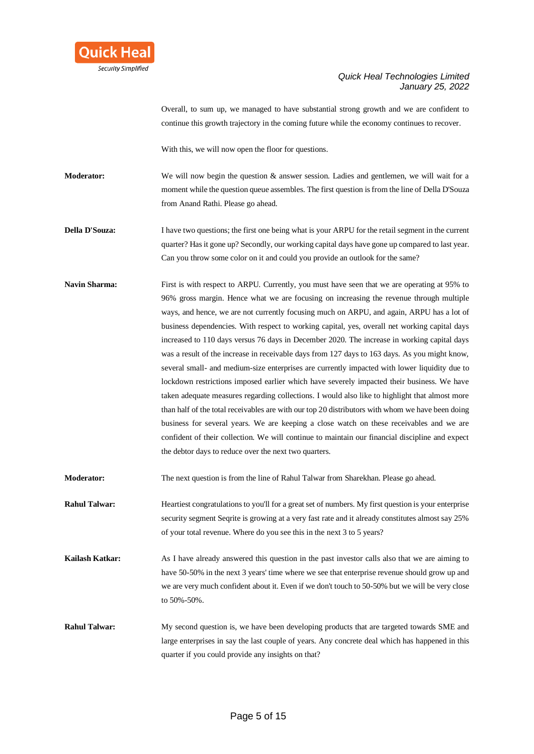Overall, to sum up, we managed to have substantial strong growth and we are confident to continue this growth trajectory in the coming future while the economy continues to recover.

With this, we will now open the floor for questions.

**Moderator:** We will now begin the question & answer session. Ladies and gentlemen, we will wait for a moment while the question queue assembles. The first question is from the line of Della D'Souza from Anand Rathi. Please go ahead.

**Della D'Souza:** I have two questions; the first one being what is your ARPU for the retail segment in the current quarter? Has it gone up? Secondly, our working capital days have gone up compared to last year. Can you throw some color on it and could you provide an outlook for the same?

**Navin Sharma:** First is with respect to ARPU. Currently, you must have seen that we are operating at 95% to 96% gross margin. Hence what we are focusing on increasing the revenue through multiple ways, and hence, we are not currently focusing much on ARPU, and again, ARPU has a lot of business dependencies. With respect to working capital, yes, overall net working capital days increased to 110 days versus 76 days in December 2020. The increase in working capital days was a result of the increase in receivable days from 127 days to 163 days. As you might know, several small- and medium-size enterprises are currently impacted with lower liquidity due to lockdown restrictions imposed earlier which have severely impacted their business. We have taken adequate measures regarding collections. I would also like to highlight that almost more than half of the total receivables are with our top 20 distributors with whom we have been doing business for several years. We are keeping a close watch on these receivables and we are confident of their collection. We will continue to maintain our financial discipline and expect the debtor days to reduce over the next two quarters.

**Moderator:** The next question is from the line of Rahul Talwar from Sharekhan. Please go ahead.

**Rahul Talwar:** Heartiest congratulations to you'll for a great set of numbers. My first question is your enterprise security segment Seqrite is growing at a very fast rate and it already constitutes almost say 25% of your total revenue. Where do you see this in the next 3 to 5 years?

**Kailash Katkar:** As I have already answered this question in the past investor calls also that we are aiming to have 50-50% in the next 3 years' time where we see that enterprise revenue should grow up and we are very much confident about it. Even if we don't touch to 50-50% but we will be very close to 50%-50%.

**Rahul Talwar:** My second question is, we have been developing products that are targeted towards SME and large enterprises in say the last couple of years. Any concrete deal which has happened in this quarter if you could provide any insights on that?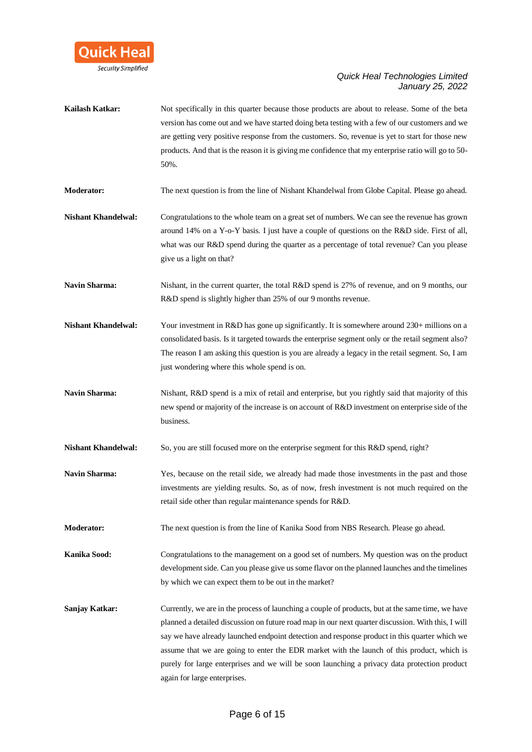**Kailash Katkar:** Not specifically in this quarter because those products are about to release. Some of the beta version has come out and we have started doing beta testing with a few of our customers and we are getting very positive response from the customers. So, revenue is yet to start for those new products. And that is the reason it is giving me confidence that my enterprise ratio will go to 50-50%.

**Moderator:** The next question is from the line of Nishant Khandelwal from Globe Capital. Please go ahead.

**Nishant Khandelwal:** Congratulations to the whole team on a great set of numbers. We can see the revenue has grown around 14% on a Y-o-Y basis. I just have a couple of questions on the R&D side. First of all, what was our R&D spend during the quarter as a percentage of total revenue? Can you please give us a light on that?

**Navin Sharma:** Nishant, in the current quarter, the total R&D spend is 27% of revenue, and on 9 months, our R&D spend is slightly higher than 25% of our 9 months revenue.

**Nishant Khandelwal:** Your investment in R&D has gone up significantly. It is somewhere around 230+ millions on a consolidated basis. Is it targeted towards the enterprise segment only or the retail segment also? The reason I am asking this question is you are already a legacy in the retail segment. So, I am just wondering where this whole spend is on.

**Navin Sharma:** Nishant, R&D spend is a mix of retail and enterprise, but you rightly said that majority of this new spend or majority of the increase is on account of R&D investment on enterprise side of the business.

**Nishant Khandelwal:** So, you are still focused more on the enterprise segment for this R&D spend, right?

**Navin Sharma:** Yes, because on the retail side, we already had made those investments in the past and those investments are yielding results. So, as of now, fresh investment is not much required on the retail side other than regular maintenance spends for R&D.

**Moderator:** The next question is from the line of Kanika Sood from NBS Research. Please go ahead.

**Kanika Sood:** Congratulations to the management on a good set of numbers. My question was on the product development side. Can you please give us some flavor on the planned launches and the timelines by which we can expect them to be out in the market?

**Sanjay Katkar:** Currently, we are in the process of launching a couple of products, but at the same time, we have planned a detailed discussion on future road map in our next quarter discussion. With this, I will say we have already launched endpoint detection and response product in this quarter which we assume that we are going to enter the EDR market with the launch of this product, which is purely for large enterprises and we will be soon launching a privacy data protection product again for large enterprises.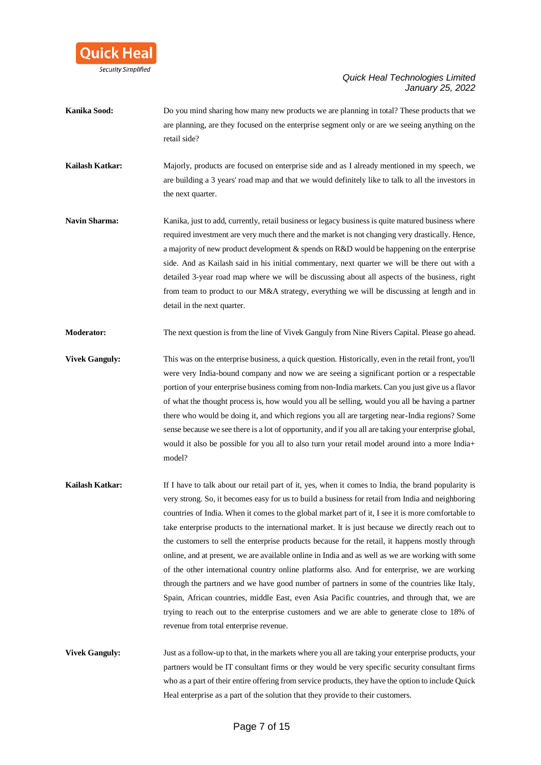**Kanika Sood:** Do you mind sharing how many new products we are planning in total? These products that we are planning, are they focused on the enterprise segment only or are we seeing anything on the retail side?

**Kailash Katkar:** Majorly, products are focused on enterprise side and as I already mentioned in my speech, we are building a 3 years' road map and that we would definitely like to talk to all the investors in the next quarter.

**Navin Sharma:** Kanika, just to add, currently, retail business or legacy business is quite matured business where required investment are very much there and the market is not changing very drastically. Hence, a majority of new product development & spends on R&D would be happening on the enterprise side. And as Kailash said in his initial commentary, next quarter we will be there out with a detailed 3-year road map where we will be discussing about all aspects of the business, right from team to product to our M&A strategy, everything we will be discussing at length and in detail in the next quarter.

**Moderator:** The next question is from the line of Vivek Ganguly from Nine Rivers Capital. Please go ahead.

**Vivek Ganguly:** This was on the enterprise business, a quick question. Historically, even in the retail front, you'll were very India-bound company and now we are seeing a significant portion or a respectable portion of your enterprise business coming from non-India markets. Can you just give us a flavor of what the thought process is, how would you all be selling, would you all be having a partner there who would be doing it, and which regions you all are targeting near-India regions? Some sense because we see there is a lot of opportunity, and if you all are taking your enterprise global, would it also be possible for you all to also turn your retail model around into a more India+ model?

**Kailash Katkar:** If I have to talk about our retail part of it, yes, when it comes to India, the brand popularity is very strong. So, it becomes easy for us to build a business for retail from India and neighboring countries of India. When it comes to the global market part of it, I see it is more comfortable to take enterprise products to the international market. It is just because we directly reach out to the customers to sell the enterprise products because for the retail, it happens mostly through online, and at present, we are available online in India and as well as we are working with some of the other international country online platforms also. And for enterprise, we are working through the partners and we have good number of partners in some of the countries like Italy, Spain, African countries, middle East, even Asia Pacific countries, and through that, we are trying to reach out to the enterprise customers and we are able to generate close to 18% of revenue from total enterprise revenue.

**Vivek Ganguly:** Just as a follow-up to that, in the markets where you all are taking your enterprise products, your partners would be IT consultant firms or they would be very specific security consultant firms who as a part of their entire offering from service products, they have the option to include Quick Heal enterprise as a part of the solution that they provide to their customers.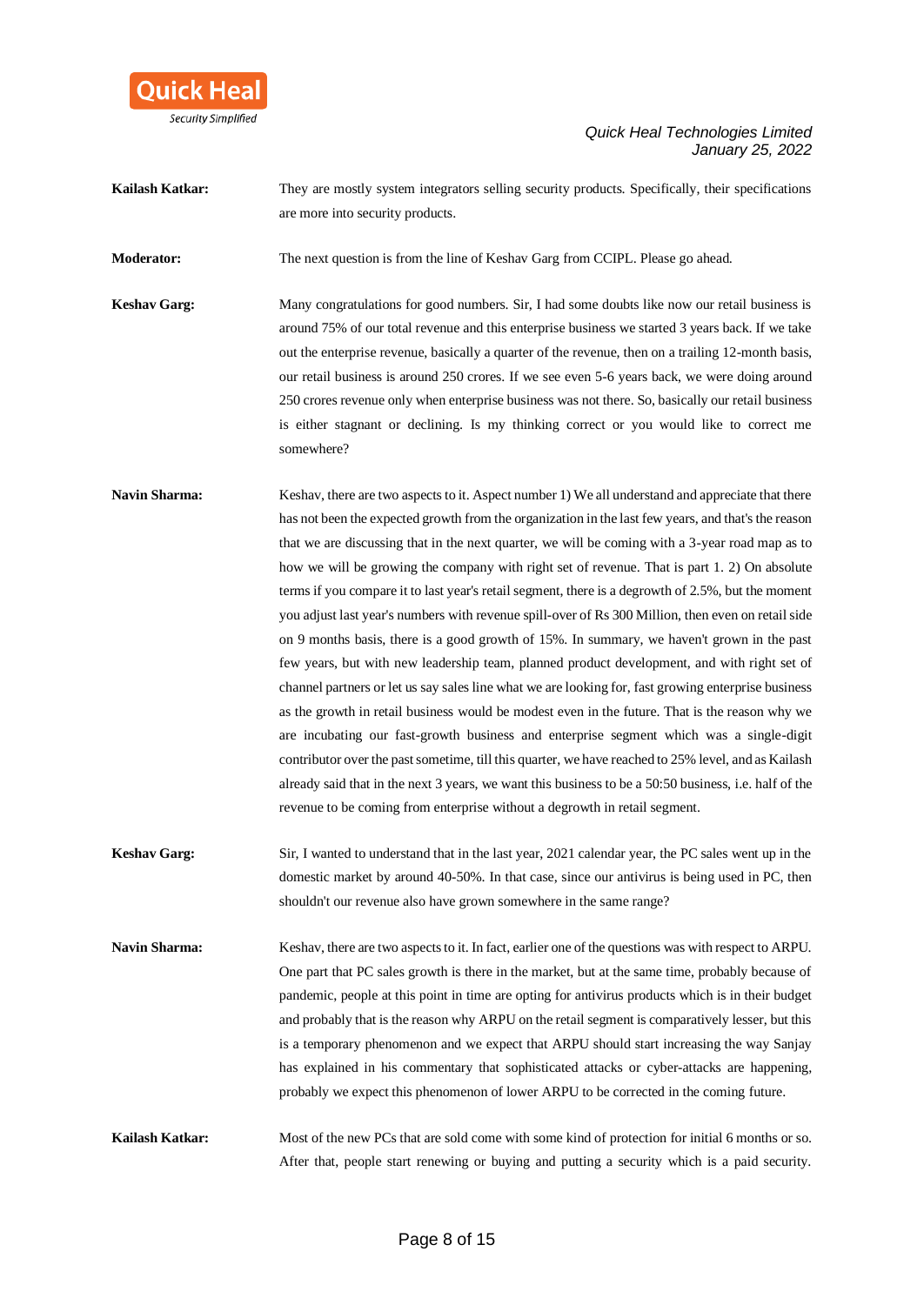**Kailash Katkar:** They are mostly system integrators selling security products. Specifically, their specifications are more into security products.

**Moderator:** The next question is from the line of Keshav Garg from CCIPL. Please go ahead.

**Keshav Garg:** Many congratulations for good numbers. Sir, I had some doubts like now our retail business is around 75% of our total revenue and this enterprise business we started 3 years back. If we take out the enterprise revenue, basically a quarter of the revenue, then on a trailing 12-month basis, our retail business is around 250 crores. If we see even 5-6 years back, we were doing around 250 crores revenue only when enterprise business was not there. So, basically our retail business is either stagnant or declining. Is my thinking correct or you would like to correct me somewhere?

**Navin Sharma:** Keshav, there are two aspects to it. Aspect number 1) We all understand and appreciate that there has not been the expected growth from the organization in the last few years, and that's the reason that we are discussing that in the next quarter, we will be coming with a 3-year road map as to how we will be growing the company with right set of revenue. That is part 1. 2) On absolute terms if you compare it to last year's retail segment, there is a degrowth of 2.5%, but the moment you adjust last year's numbers with revenue spill-over of Rs 300 Million, then even on retail side on 9 months basis, there is a good growth of 15%. In summary, we haven't grown in the past few years, but with new leadership team, planned product development, and with right set of channel partners or let us say sales line what we are looking for, fast growing enterprise business as the growth in retail business would be modest even in the future. That is the reason why we are incubating our fast-growth business and enterprise segment which was a single-digit contributor over the past sometime, till this quarter, we have reached to 25% level, and as Kailash already said that in the next 3 years, we want this business to be a 50:50 business, i.e. half of the revenue to be coming from enterprise without a degrowth in retail segment.

**Keshav Garg:** Sir, I wanted to understand that in the last year, 2021 calendar year, the PC sales went up in the domestic market by around 40-50%. In that case, since our antivirus is being used in PC, then shouldn't our revenue also have grown somewhere in the same range?

**Navin Sharma:** Keshav, there are two aspects to it. In fact, earlier one of the questions was with respect to ARPU. One part that PC sales growth is there in the market, but at the same time, probably because of pandemic, people at this point in time are opting for antivirus products which is in their budget and probably that is the reason why ARPU on the retail segment is comparatively lesser, but this is a temporary phenomenon and we expect that ARPU should start increasing the way Sanjay has explained in his commentary that sophisticated attacks or cyber-attacks are happening, probably we expect this phenomenon of lower ARPU to be corrected in the coming future.

**Kailash Katkar:** Most of the new PCs that are sold come with some kind of protection for initial 6 months or so. After that, people start renewing or buying and putting a security which is a paid security.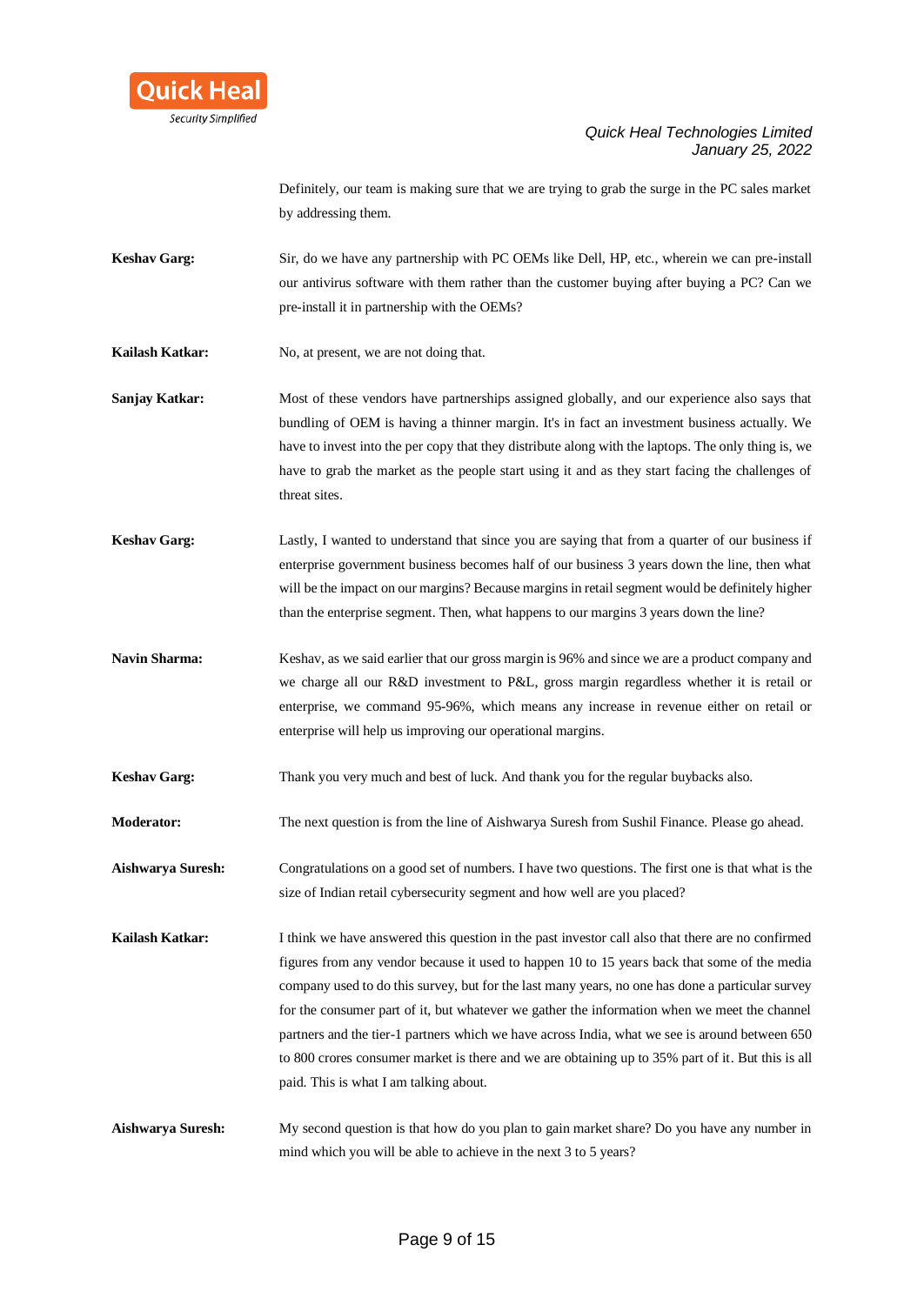Definitely, our team is making sure that we are trying to grab the surge in the PC sales market by addressing them.

**Keshav Garg:** Sir, do we have any partnership with PC OEMs like Dell, HP, etc., wherein we can pre-install our antivirus software with them rather than the customer buying after buying a PC? Can we pre-install it in partnership with the OEMs?

**Kailash Katkar:** No, at present, we are not doing that.

**Sanjay Katkar:** Most of these vendors have partnerships assigned globally, and our experience also says that bundling of OEM is having a thinner margin. It's in fact an investment business actually. We have to invest into the per copy that they distribute along with the laptops. The only thing is, we have to grab the market as the people start using it and as they start facing the challenges of threat sites.

**Keshav Garg:** Lastly, I wanted to understand that since you are saying that from a quarter of our business if enterprise government business becomes half of our business 3 years down the line, then what will be the impact on our margins? Because margins in retail segment would be definitely higher than the enterprise segment. Then, what happens to our margins 3 years down the line?

**Navin Sharma:** Keshav, as we said earlier that our gross margin is 96% and since we are a product company and we charge all our R&D investment to P&L, gross margin regardless whether it is retail or enterprise, we command 95-96%, which means any increase in revenue either on retail or enterprise will help us improving our operational margins.

**Keshav Garg:** Thank you very much and best of luck. And thank you for the regular buybacks also.

**Moderator:** The next question is from the line of Aishwarya Suresh from Sushil Finance. Please go ahead.

**Aishwarya Suresh:** Congratulations on a good set of numbers. I have two questions. The first one is that what is the size of Indian retail cybersecurity segment and how well are you placed?

**Kailash Katkar:** I think we have answered this question in the past investor call also that there are no confirmed figures from any vendor because it used to happen 10 to 15 years back that some of the media company used to do this survey, but for the last many years, no one has done a particular survey for the consumer part of it, but whatever we gather the information when we meet the channel partners and the tier-1 partners which we have across India, what we see is around between 650 to 800 crores consumer market is there and we are obtaining up to 35% part of it. But this is all paid. This is what I am talking about.

**Aishwarya Suresh:** My second question is that how do you plan to gain market share? Do you have any number in mind which you will be able to achieve in the next 3 to 5 years?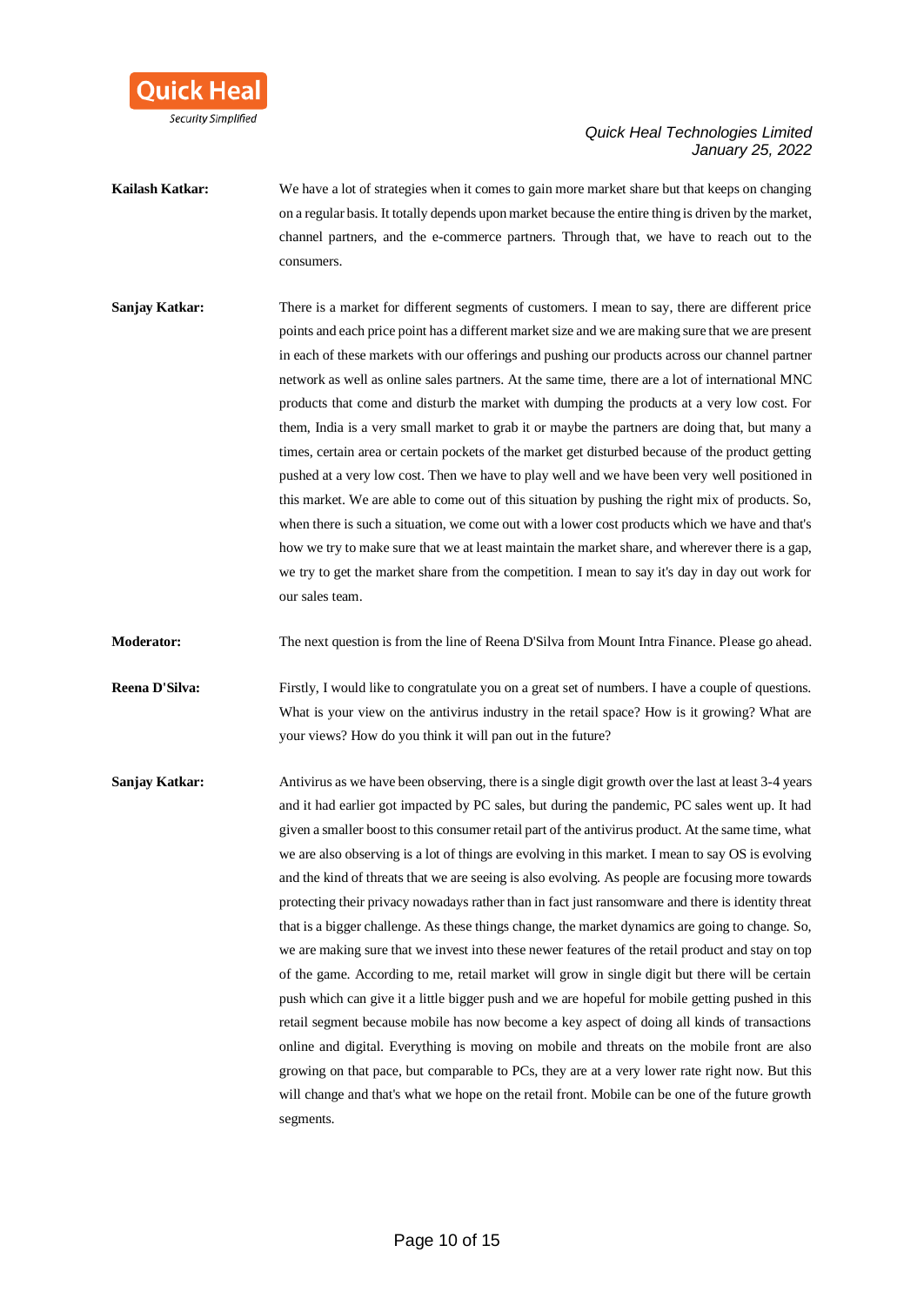**Kailash Katkar:** We have a lot of strategies when it comes to gain more market share but that keeps on changing on a regular basis. It totally depends upon market because the entire thing is driven by the market, channel partners, and the e-commerce partners. Through that, we have to reach out to the consumers.

**Sanjay Katkar:** There is a market for different segments of customers. I mean to say, there are different price points and each price point has a different market size and we are making sure that we are present in each of these markets with our offerings and pushing our products across our channel partner network as well as online sales partners. At the same time, there are a lot of international MNC products that come and disturb the market with dumping the products at a very low cost. For them, India is a very small market to grab it or maybe the partners are doing that, but many a times, certain area or certain pockets of the market get disturbed because of the product getting pushed at a very low cost. Then we have to play well and we have been very well positioned in this market. We are able to come out of this situation by pushing the right mix of products. So, when there is such a situation, we come out with a lower cost products which we have and that's how we try to make sure that we at least maintain the market share, and wherever there is a gap, we try to get the market share from the competition. I mean to say it's day in day out work for our sales team.

**Moderator:** The next question is from the line of Reena D'Silva from Mount Intra Finance. Please go ahead.

**Reena D'Silva:** Firstly, I would like to congratulate you on a great set of numbers. I have a couple of questions. What is your view on the antivirus industry in the retail space? How is it growing? What are your views? How do you think it will pan out in the future?

**Sanjay Katkar:** Antivirus as we have been observing, there is a single digit growth over the last at least 3-4 years and it had earlier got impacted by PC sales, but during the pandemic, PC sales went up. It had given a smaller boost to this consumer retail part of the antivirus product. At the same time, what we are also observing is a lot of things are evolving in this market. I mean to say OS is evolving and the kind of threats that we are seeing is also evolving. As people are focusing more towards protecting their privacy nowadays rather than in fact just ransomware and there is identity threat that is a bigger challenge. As these things change, the market dynamics are going to change. So, we are making sure that we invest into these newer features of the retail product and stay on top of the game. According to me, retail market will grow in single digit but there will be certain push which can give it a little bigger push and we are hopeful for mobile getting pushed in this retail segment because mobile has now become a key aspect of doing all kinds of transactions online and digital. Everything is moving on mobile and threats on the mobile front are also growing on that pace, but comparable to PCs, they are at a very lower rate right now. But this will change and that's what we hope on the retail front. Mobile can be one of the future growth segments.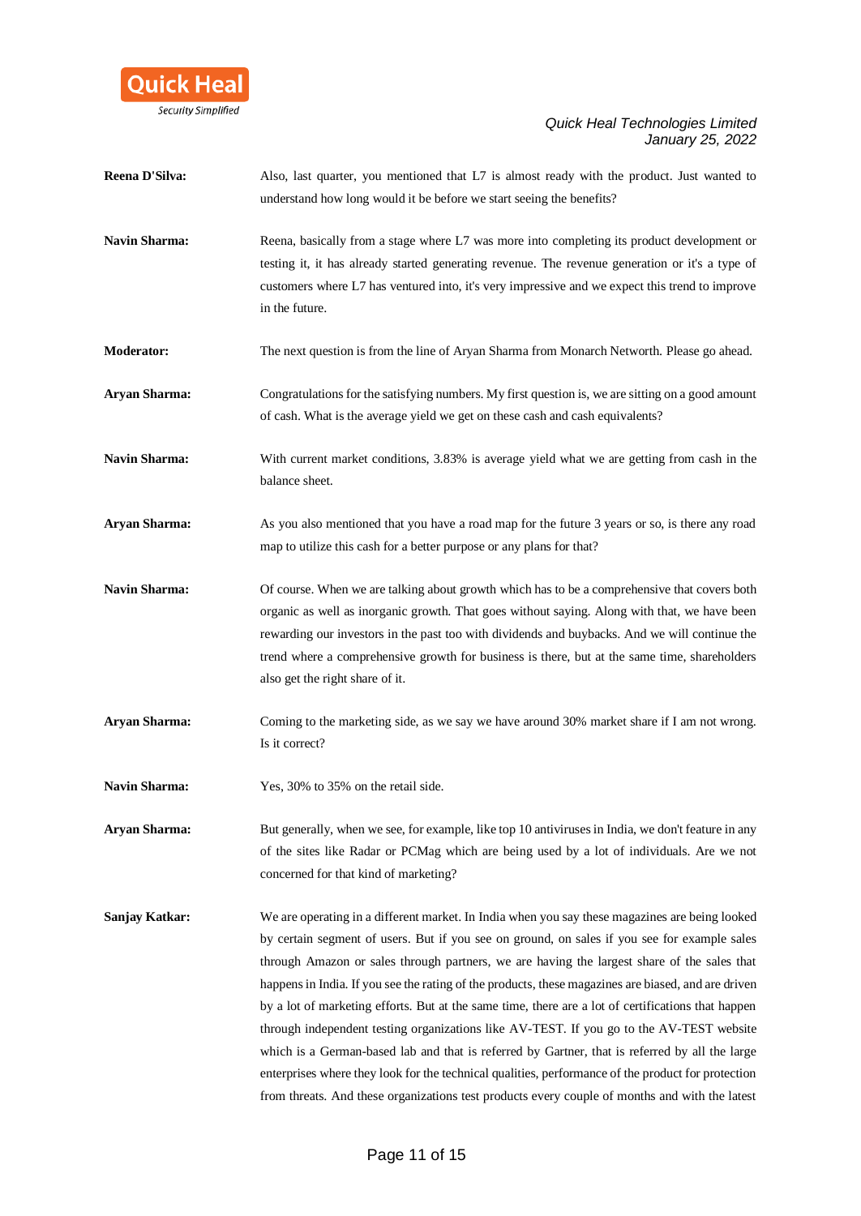**Reena D'Silva:** Also, last quarter, you mentioned that L7 is almost ready with the product. Just wanted to understand how long would it be before we start seeing the benefits?

**Navin Sharma:** Reena, basically from a stage where L7 was more into completing its product development or testing it, it has already started generating revenue. The revenue generation or it's a type of customers where L7 has ventured into, it's very impressive and we expect this trend to improve in the future.

**Moderator:** The next question is from the line of Aryan Sharma from Monarch Networth. Please go ahead.

**Aryan Sharma:** Congratulations for the satisfying numbers. My first question is, we are sitting on a good amount of cash. What is the average yield we get on these cash and cash equivalents?

**Navin Sharma:** With current market conditions, 3.83% is average yield what we are getting from cash in the balance sheet.

**Aryan Sharma:** As you also mentioned that you have a road map for the future 3 years or so, is there any road map to utilize this cash for a better purpose or any plans for that?

**Navin Sharma:** Of course. When we are talking about growth which has to be a comprehensive that covers both organic as well as inorganic growth. That goes without saying. Along with that, we have been rewarding our investors in the past too with dividends and buybacks. And we will continue the trend where a comprehensive growth for business is there, but at the same time, shareholders also get the right share of it.

**Aryan Sharma:** Coming to the marketing side, as we say we have around 30% market share if I am not wrong. Is it correct?

**Navin Sharma:** Yes, 30% to 35% on the retail side.

**Aryan Sharma:** But generally, when we see, for example, like top 10 antiviruses in India, we don't feature in any of the sites like Radar or PCMag which are being used by a lot of individuals. Are we not concerned for that kind of marketing?

**Sanjay Katkar:** We are operating in a different market. In India when you say these magazines are being looked by certain segment of users. But if you see on ground, on sales if you see for example sales through Amazon or sales through partners, we are having the largest share of the sales that happens in India. If you see the rating of the products, these magazines are biased, and are driven by a lot of marketing efforts. But at the same time, there are a lot of certifications that happen through independent testing organizations like AV-TEST. If you go to the AV-TEST website which is a German-based lab and that is referred by Gartner, that is referred by all the large enterprises where they look for the technical qualities, performance of the product for protection from threats. And these organizations test products every couple of months and with the latest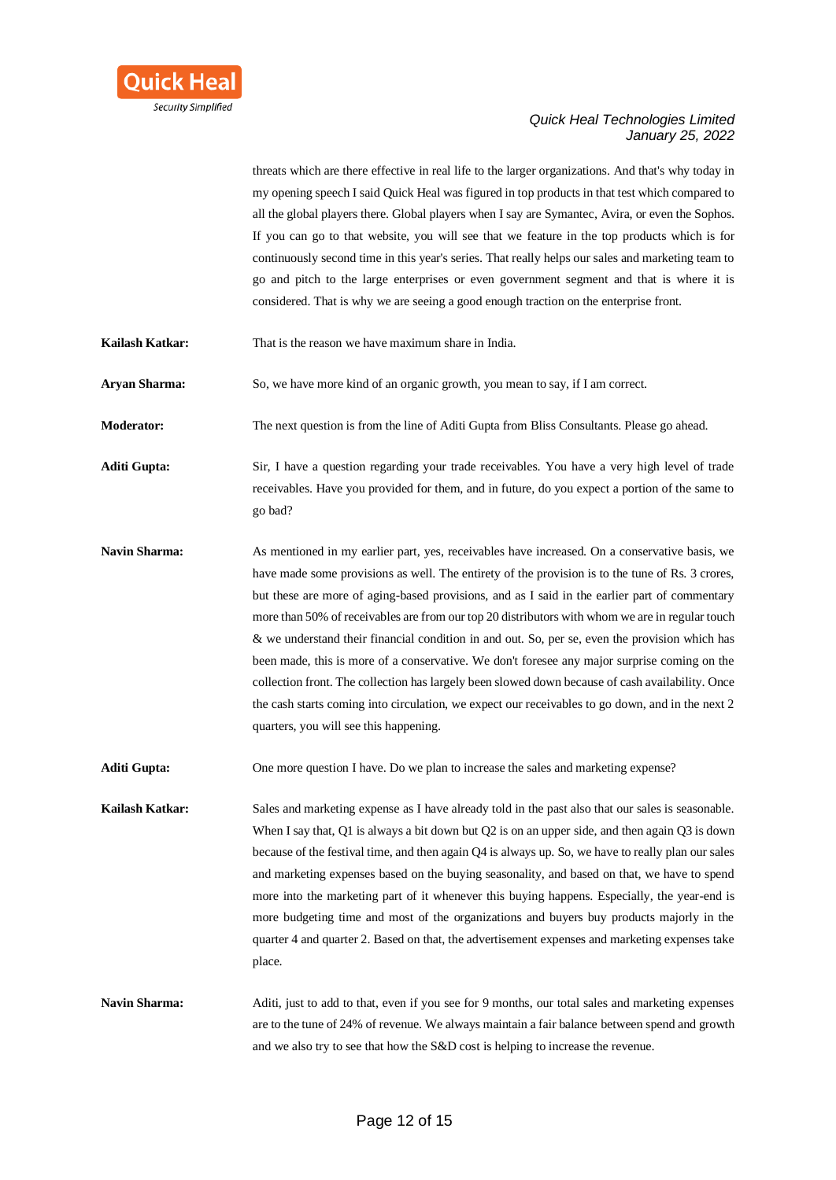threats which are there effective in real life to the larger organizations. And that's why today in my opening speech I said Quick Heal was figured in top products in that test which compared to all the global players there. Global players when I say are Symantec, Avira, or even the Sophos. If you can go to that website, you will see that we feature in the top products which is for continuously second time in this year's series. That really helps our sales and marketing team to go and pitch to the large enterprises or even government segment and that is where it is considered. That is why we are seeing a good enough traction on the enterprise front.

**Kailash Katkar:** That is the reason we have maximum share in India.

**Aryan Sharma:** So, we have more kind of an organic growth, you mean to say, if I am correct.

**Moderator:** The next question is from the line of Aditi Gupta from Bliss Consultants. Please go ahead.

**Aditi Gupta:** Sir, I have a question regarding your trade receivables. You have a very high level of trade receivables. Have you provided for them, and in future, do you expect a portion of the same to go bad?

**Navin Sharma:** As mentioned in my earlier part, yes, receivables have increased. On a conservative basis, we have made some provisions as well. The entirety of the provision is to the tune of Rs. 3 crores, but these are more of aging-based provisions, and as I said in the earlier part of commentary more than 50% of receivables are from our top 20 distributors with whom we are in regular touch & we understand their financial condition in and out. So, per se, even the provision which has been made, this is more of a conservative. We don't foresee any major surprise coming on the collection front. The collection has largely been slowed down because of cash availability. Once the cash starts coming into circulation, we expect our receivables to go down, and in the next 2 quarters, you will see this happening.

**Aditi Gupta:** One more question I have. Do we plan to increase the sales and marketing expense?

**Kailash Katkar:** Sales and marketing expense as I have already told in the past also that our sales is seasonable. When I say that, Q1 is always a bit down but Q2 is on an upper side, and then again Q3 is down because of the festival time, and then again Q4 is always up. So, we have to really plan our sales and marketing expenses based on the buying seasonality, and based on that, we have to spend more into the marketing part of it whenever this buying happens. Especially, the year-end is more budgeting time and most of the organizations and buyers buy products majorly in the quarter 4 and quarter 2. Based on that, the advertisement expenses and marketing expenses take place.

**Navin Sharma:** Aditi, just to add to that, even if you see for 9 months, our total sales and marketing expenses are to the tune of 24% of revenue. We always maintain a fair balance between spend and growth and we also try to see that how the S&D cost is helping to increase the revenue.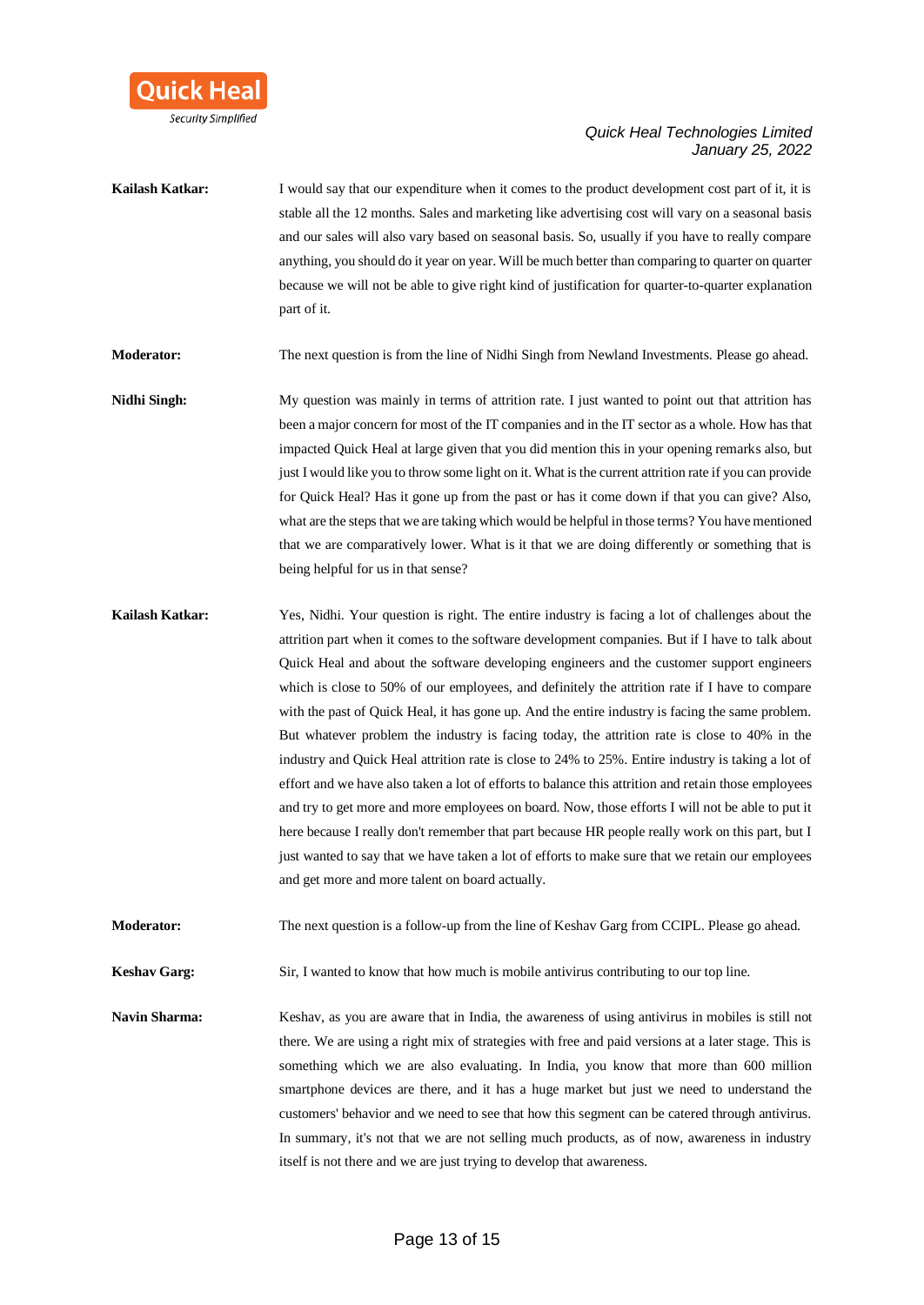**Kailash Katkar:** I would say that our expenditure when it comes to the product development cost part of it, it is stable all the 12 months. Sales and marketing like advertising cost will vary on a seasonal basis and our sales will also vary based on seasonal basis. So, usually if you have to really compare anything, you should do it year on year. Will be much better than comparing to quarter on quarter because we will not be able to give right kind of justification for quarter-to-quarter explanation part of it.

**Moderator:** The next question is from the line of Nidhi Singh from Newland Investments. Please go ahead.

**Nidhi Singh:** My question was mainly in terms of attrition rate. I just wanted to point out that attrition has been a major concern for most of the IT companies and in the IT sector as a whole. How has that impacted Quick Heal at large given that you did mention this in your opening remarks also, but just I would like you to throw some light on it. What is the current attrition rate if you can provide for Quick Heal? Has it gone up from the past or has it come down if that you can give? Also, what are the steps that we are taking which would be helpful in those terms? You have mentioned that we are comparatively lower. What is it that we are doing differently or something that is being helpful for us in that sense?

**Kailash Katkar:** Yes, Nidhi. Your question is right. The entire industry is facing a lot of challenges about the attrition part when it comes to the software development companies. But if I have to talk about Quick Heal and about the software developing engineers and the customer support engineers which is close to 50% of our employees, and definitely the attrition rate if I have to compare with the past of Quick Heal, it has gone up. And the entire industry is facing the same problem. But whatever problem the industry is facing today, the attrition rate is close to 40% in the industry and Quick Heal attrition rate is close to 24% to 25%. Entire industry is taking a lot of effort and we have also taken a lot of efforts to balance this attrition and retain those employees and try to get more and more employees on board. Now, those efforts I will not be able to put it here because I really don't remember that part because HR people really work on this part, but I just wanted to say that we have taken a lot of efforts to make sure that we retain our employees and get more and more talent on board actually.

**Moderator:** The next question is a follow-up from the line of Keshav Garg from CCIPL. Please go ahead.

**Keshav Garg:** Sir, I wanted to know that how much is mobile antivirus contributing to our top line.

**Navin Sharma:** Keshav, as you are aware that in India, the awareness of using antivirus in mobiles is still not there. We are using a right mix of strategies with free and paid versions at a later stage. This is something which we are also evaluating. In India, you know that more than 600 million smartphone devices are there, and it has a huge market but just we need to understand the customers' behavior and we need to see that how this segment can be catered through antivirus. In summary, it's not that we are not selling much products, as of now, awareness in industry itself is not there and we are just trying to develop that awareness.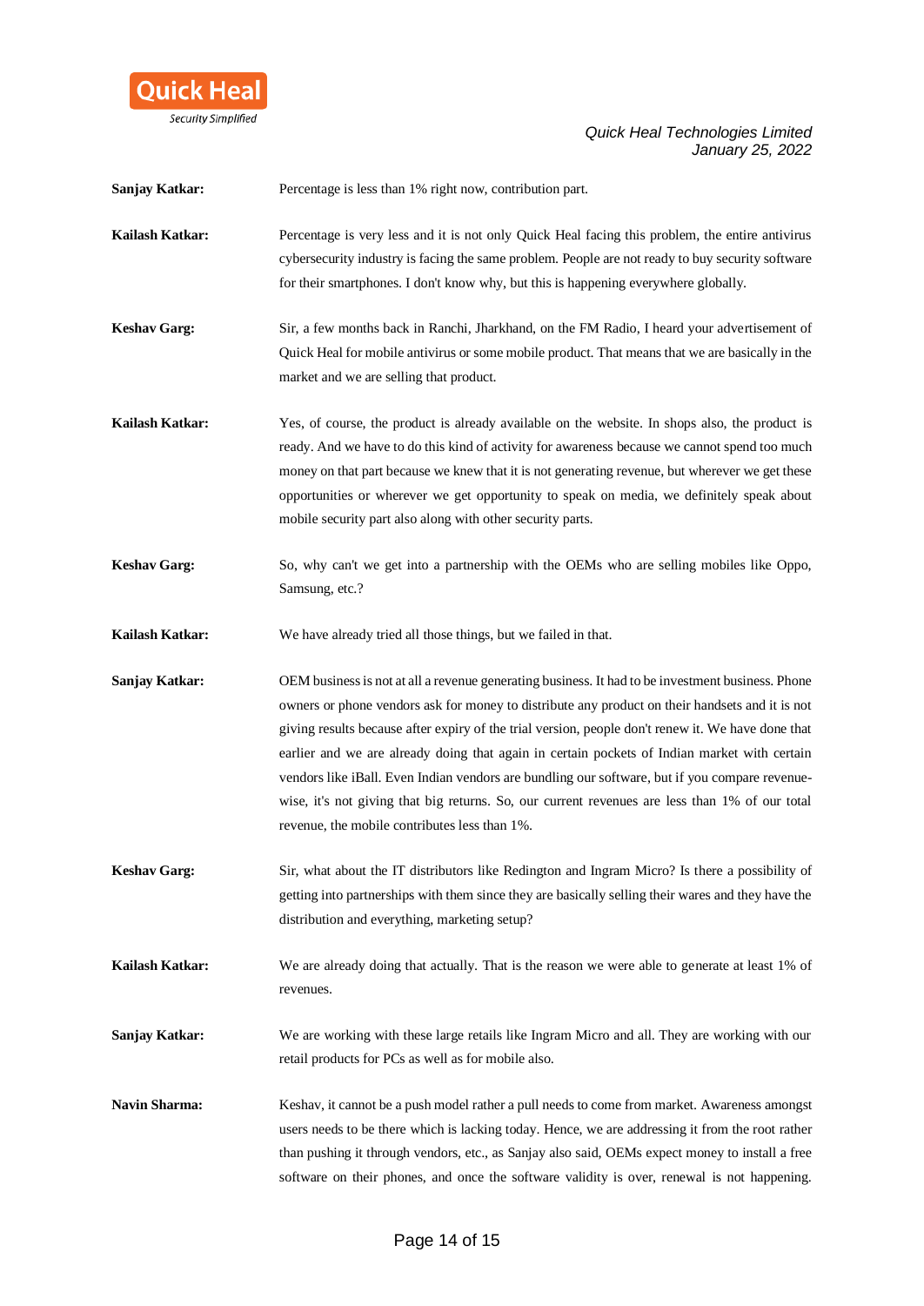**Sanjay Katkar:** Percentage is less than 1% right now, contribution part.

**Kailash Katkar:** Percentage is very less and it is not only Quick Heal facing this problem, the entire antivirus cybersecurity industry is facing the same problem. People are not ready to buy security software for their smartphones. I don't know why, but this is happening everywhere globally.

**Keshav Garg:** Sir, a few months back in Ranchi, Jharkhand, on the FM Radio, I heard your advertisement of Quick Heal for mobile antivirus or some mobile product. That means that we are basically in the market and we are selling that product.

**Kailash Katkar:** Yes, of course, the product is already available on the website. In shops also, the product is ready. And we have to do this kind of activity for awareness because we cannot spend too much money on that part because we knew that it is not generating revenue, but wherever we get these opportunities or wherever we get opportunity to speak on media, we definitely speak about mobile security part also along with other security parts.

**Keshav Garg:** So, why can't we get into a partnership with the OEMs who are selling mobiles like Oppo, Samsung, etc.?

**Kailash Katkar:** We have already tried all those things, but we failed in that.

**Sanjay Katkar:** OEM business is not at all a revenue generating business. It had to be investment business. Phone owners or phone vendors ask for money to distribute any product on their handsets and it is not giving results because after expiry of the trial version, people don't renew it. We have done that earlier and we are already doing that again in certain pockets of Indian market with certain vendors like iBall. Even Indian vendors are bundling our software, but if you compare revenue-wise, it's not giving that big returns. So, our current revenues are less than 1% of our total revenue, the mobile contributes less than 1%.

**Keshav Garg:** Sir, what about the IT distributors like Redington and Ingram Micro? Is there a possibility of getting into partnerships with them since they are basically selling their wares and they have the distribution and everything, marketing setup?

**Kailash Katkar:** We are already doing that actually. That is the reason we were able to generate at least 1% of revenues.

**Sanjay Katkar:** We are working with these large retails like Ingram Micro and all. They are working with our retail products for PCs as well as for mobile also.

**Navin Sharma:** Keshav, it cannot be a push model rather a pull needs to come from market. Awareness amongst users needs to be there which is lacking today. Hence, we are addressing it from the root rather than pushing it through vendors, etc., as Sanjay also said, OEMs expect money to install a free software on their phones, and once the software validity is over, renewal is not happening.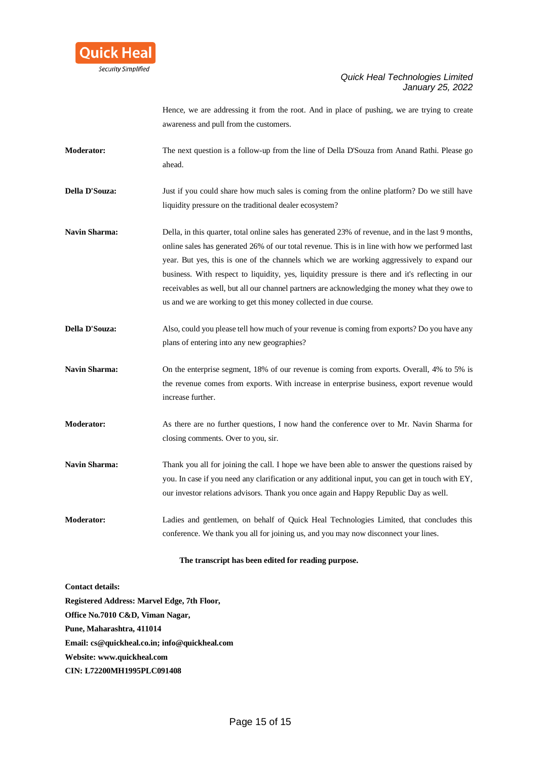Hence, we are addressing it from the root. And in place of pushing, we are trying to create awareness and pull from the customers.

**Moderator:** The next question is a follow-up from the line of Della D'Souza from Anand Rathi. Please go ahead.

**Della D'Souza:** Just if you could share how much sales is coming from the online platform? Do we still have liquidity pressure on the traditional dealer ecosystem?

**Navin Sharma:** Della, in this quarter, total online sales has generated 23% of revenue, and in the last 9 months, online sales has generated 26% of our total revenue. This is in line with how we performed last year. But yes, this is one of the channels which we are working aggressively to expand our business. With respect to liquidity, yes, liquidity pressure is there and it's reflecting in our receivables as well, but all our channel partners are acknowledging the money what they owe to us and we are working to get this money collected in due course.

**Della D'Souza:** Also, could you please tell how much of your revenue is coming from exports? Do you have any plans of entering into any new geographies?

**Navin Sharma:** On the enterprise segment, 18% of our revenue is coming from exports. Overall, 4% to 5% is the revenue comes from exports. With increase in enterprise business, export revenue would increase further.

**Moderator:** As there are no further questions, I now hand the conference over to Mr. Navin Sharma for closing comments. Over to you, sir.

**Navin Sharma:** Thank you all for joining the call. I hope we have been able to answer the questions raised by you. In case if you need any clarification or any additional input, you can get in touch with EY, our investor relations advisors. Thank you once again and Happy Republic Day as well.

**Moderator:** Ladies and gentlemen, on behalf of Quick Heal Technologies Limited, that concludes this conference. We thank you all for joining us, and you may now disconnect your lines.

**The transcript has been edited for reading purpose.**

**Contact details:**
**Registered Address: Marvel Edge, 7th Floor,**
**Office No.7010 C&D, Viman Nagar,**
**Pune, Maharashtra, 411014**
**Email: cs@quickheal.co.in; info@quickheal.com**
**Website: www.quickheal.com**
**CIN: L72200MH1995PLC091408**